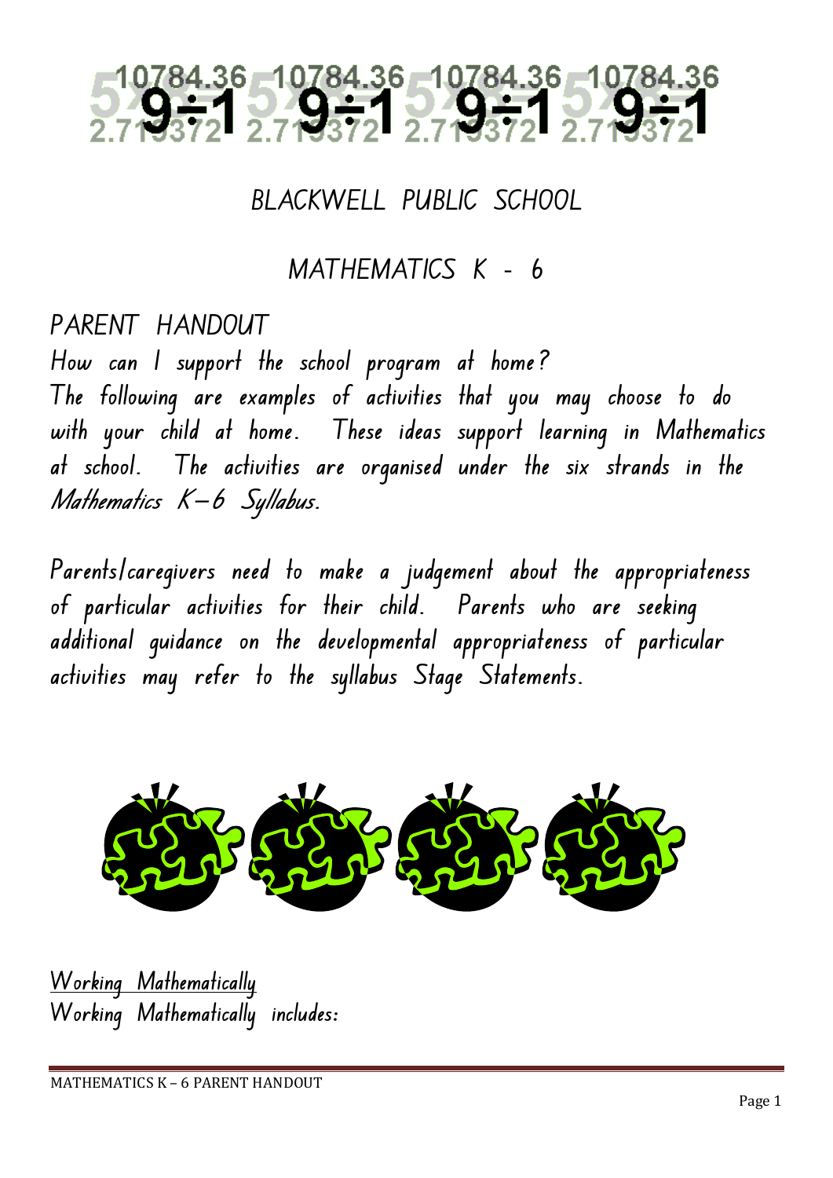# BLACKWELL PUBLIC SCHOOL

## MATHEMATICS K - 6

### PARENT HANDOUT

How can I support the school program at home?

The following are examples of activities that you may choose to do with your child at home. These ideas support learning in Mathematics at school. The activities are organised under the six strands in the *Mathematics K–6 Syllabus.*

Parents/caregivers need to make a judgement about the appropriateness of particular activities for their child. Parents who are seeking additional guidance on the developmental appropriateness of particular activities may refer to the syllabus Stage Statements.

<u>Working Mathematically</u>

Working Mathematically includes: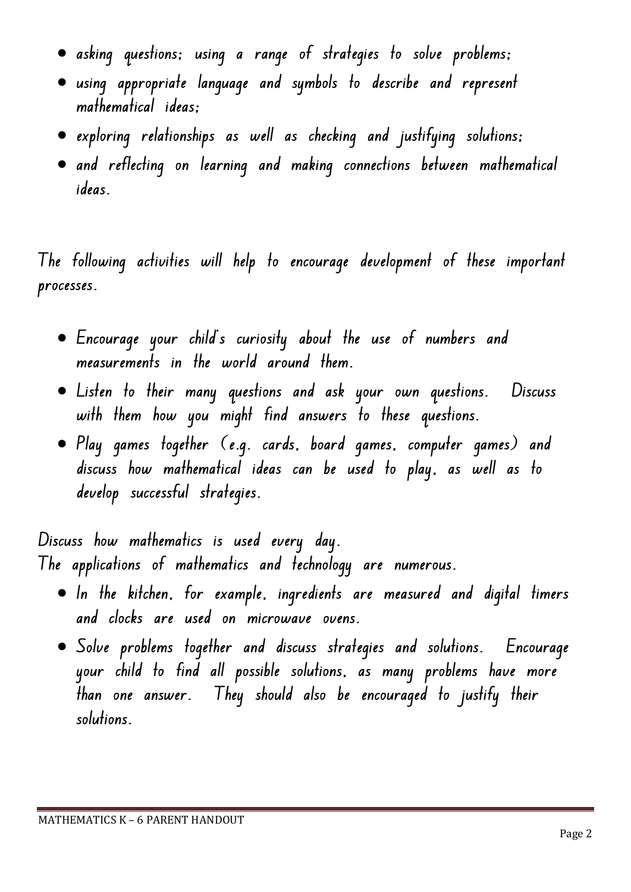- asking questions; using a range of strategies to solve problems;
- using appropriate language and symbols to describe and represent mathematical ideas;
- exploring relationships as well as checking and justifying solutions;
- and reflecting on learning and making connections between mathematical ideas.

The following activities will help to encourage development of these important processes.

- Encourage your child's curiosity about the use of numbers and measurements in the world around them.
- Listen to their many questions and ask your own questions. Discuss with them how you might find answers to these questions.
- Play games together (e.g. cards, board games, computer games) and discuss how mathematical ideas can be used to play, as well as to develop successful strategies.

Discuss how mathematics is used every day.
The applications of mathematics and technology are numerous.

- In the kitchen, for example, ingredients are measured and digital timers and clocks are used on microwave ovens.
- Solve problems together and discuss strategies and solutions. Encourage your child to find all possible solutions, as many problems have more than one answer. They should also be encouraged to justify their solutions.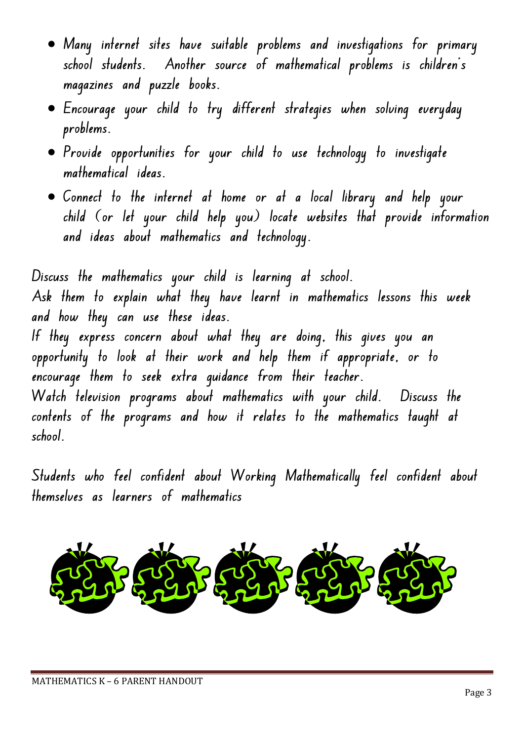- Many internet sites have suitable problems and investigations for primary school students. Another source of mathematical problems is children's magazines and puzzle books.
- Encourage your child to try different strategies when solving everyday problems.
- Provide opportunities for your child to use technology to investigate mathematical ideas.
- Connect to the internet at home or at a local library and help your child (or let your child help you) locate websites that provide information and ideas about mathematics and technology.

Discuss the mathematics your child is learning at school.
Ask them to explain what they have learnt in mathematics lessons this week and how they can use these ideas.
If they express concern about what they are doing, this gives you an opportunity to look at their work and help them if appropriate, or to encourage them to seek extra guidance from their teacher.
Watch television programs about mathematics with your child. Discuss the contents of the programs and how it relates to the mathematics taught at school.

Students who feel confident about Working Mathematically feel confident about themselves as learners of mathematics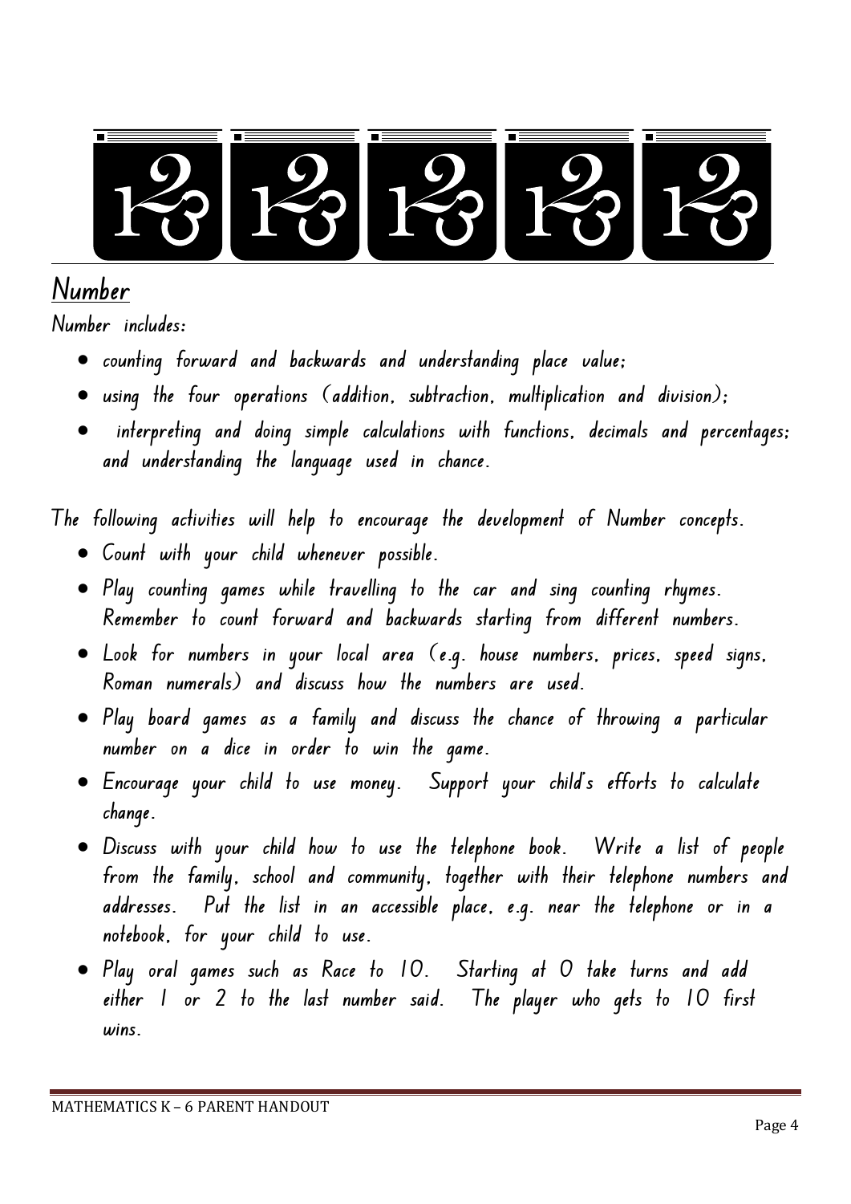## Number

Number includes:

- counting forward and backwards and understanding place value;
- using the four operations (addition, subtraction, multiplication and division);
- interpreting and doing simple calculations with functions, decimals and percentages; and understanding the language used in chance.

The following activities will help to encourage the development of Number concepts.

- Count with your child whenever possible.
- Play counting games while travelling to the car and sing counting rhymes. Remember to count forward and backwards starting from different numbers.
- Look for numbers in your local area (e.g. house numbers, prices, speed signs, Roman numerals) and discuss how the numbers are used.
- Play board games as a family and discuss the chance of throwing a particular number on a dice in order to win the game.
- Encourage your child to use money. Support your child's efforts to calculate change.
- Discuss with your child how to use the telephone book. Write a list of people from the family, school and community, together with their telephone numbers and addresses. Put the list in an accessible place, e.g. near the telephone or in a notebook, for your child to use.
- Play oral games such as Race to 10. Starting at 0 take turns and add either 1 or 2 to the last number said. The player who gets to 10 first wins.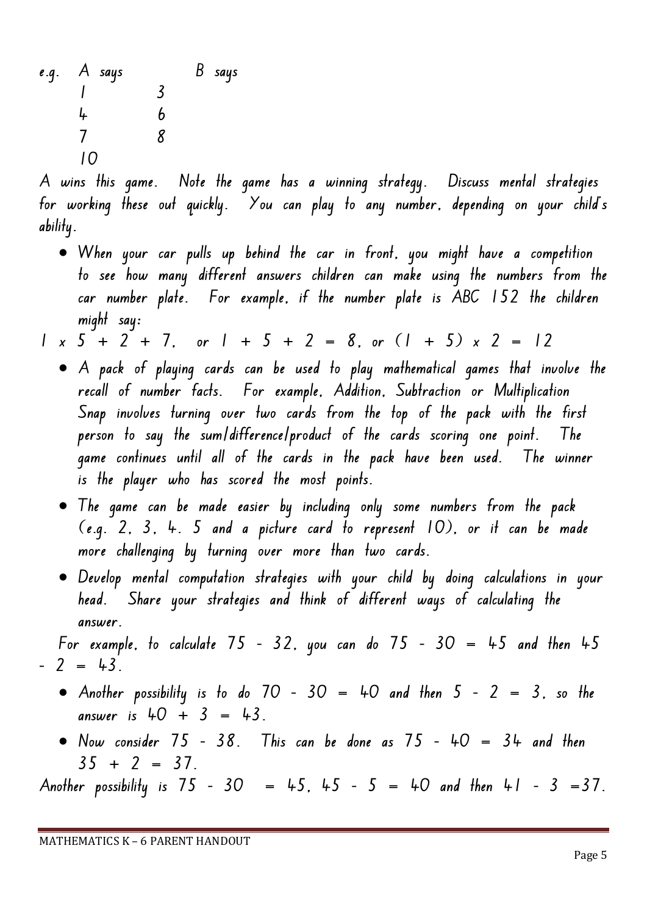e.g. A says B says

| A says | B says |
|---|---|
| 1 | 3 |
| 4 | 6 |
| 7 | 8 |
| 10 | |

A wins this game. Note the game has a winning strategy. Discuss mental strategies for working these out quickly. You can play to any number, depending on your child's ability.

- When your car pulls up behind the car in front, you might have a competition to see how many different answers children can make using the numbers from the car number plate. For example, if the number plate is ABC 152 the children might say:

$1 \times 5 + 2 + 7$, or $1 + 5 + 2 = 8$, or $(1 + 5) \times 2 = 12$

- A pack of playing cards can be used to play mathematical games that involve the recall of number facts. For example, Addition, Subtraction or Multiplication Snap involves turning over two cards from the top of the pack with the first person to say the sum/difference/product of the cards scoring one point. The game continues until all of the cards in the pack have been used. The winner is the player who has scored the most points.
- The game can be made easier by including only some numbers from the pack (e.g. 2, 3, 4, 5 and a picture card to represent 10), or it can be made more challenging by turning over more than two cards.
- Develop mental computation strategies with your child by doing calculations in your head. Share your strategies and think of different ways of calculating the answer.

For example, to calculate $75 - 32$, you can do $75 - 30 = 45$ and then $45 - 2 = 43$.

- Another possibility is to do $70 - 30 = 40$ and then $5 - 2 = 3$, so the answer is $40 + 3 = 43$.
- Now consider $75 - 38$. This can be done as $75 - 40 = 34$ and then $35 + 2 = 37$.

Another possibility is $75 - 30 = 45$, $45 - 5 = 40$ and then $41 - 3 = 37$.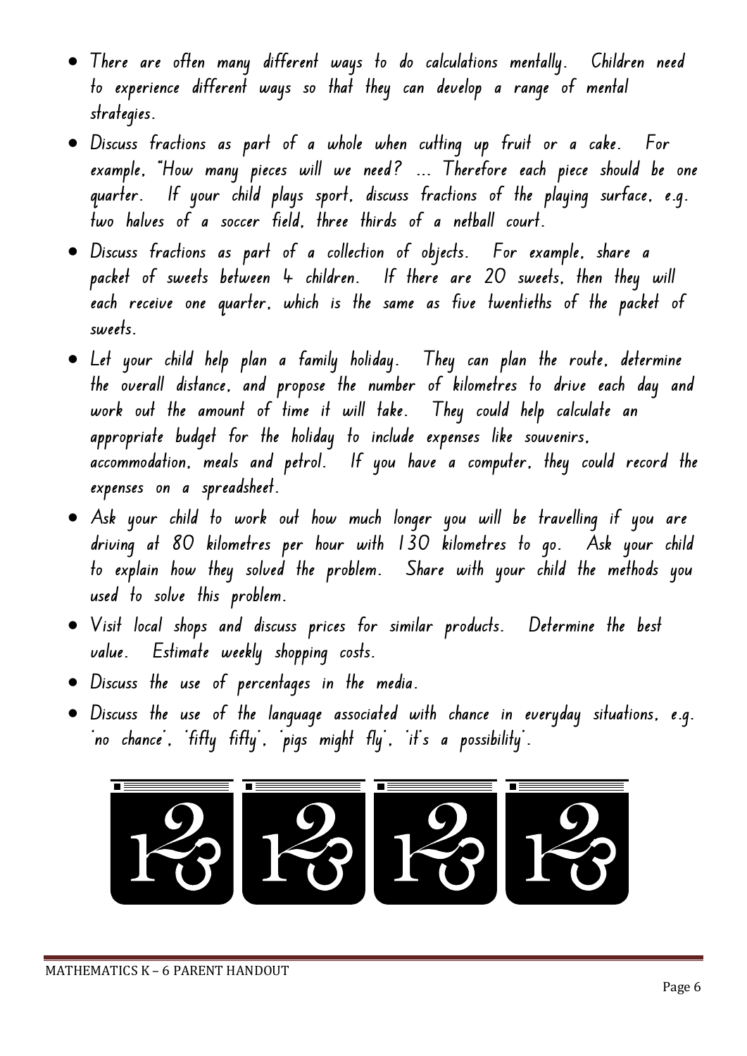- There are often many different ways to do calculations mentally. Children need to experience different ways so that they can develop a range of mental strategies.
- Discuss fractions as part of a whole when cutting up fruit or a cake. For example, "How many pieces will we need? ... Therefore each piece should be one quarter. If your child plays sport, discuss fractions of the playing surface, e.g. two halves of a soccer field, three thirds of a netball court.
- Discuss fractions as part of a collection of objects. For example, share a packet of sweets between 4 children. If there are 20 sweets, then they will each receive one quarter, which is the same as five twentieths of the packet of sweets.
- Let your child help plan a family holiday. They can plan the route, determine the overall distance, and propose the number of kilometres to drive each day and work out the amount of time it will take. They could help calculate an appropriate budget for the holiday to include expenses like souvenirs, accommodation, meals and petrol. If you have a computer, they could record the expenses on a spreadsheet.
- Ask your child to work out how much longer you will be travelling if you are driving at 80 kilometres per hour with 130 kilometres to go. Ask your child to explain how they solved the problem. Share with your child the methods you used to solve this problem.
- Visit local shops and discuss prices for similar products. Determine the best value. Estimate weekly shopping costs.
- Discuss the use of percentages in the media.
- Discuss the use of the language associated with chance in everyday situations, e.g. 'no chance', 'fifty fifty', 'pigs might fly', 'it's a possibility'.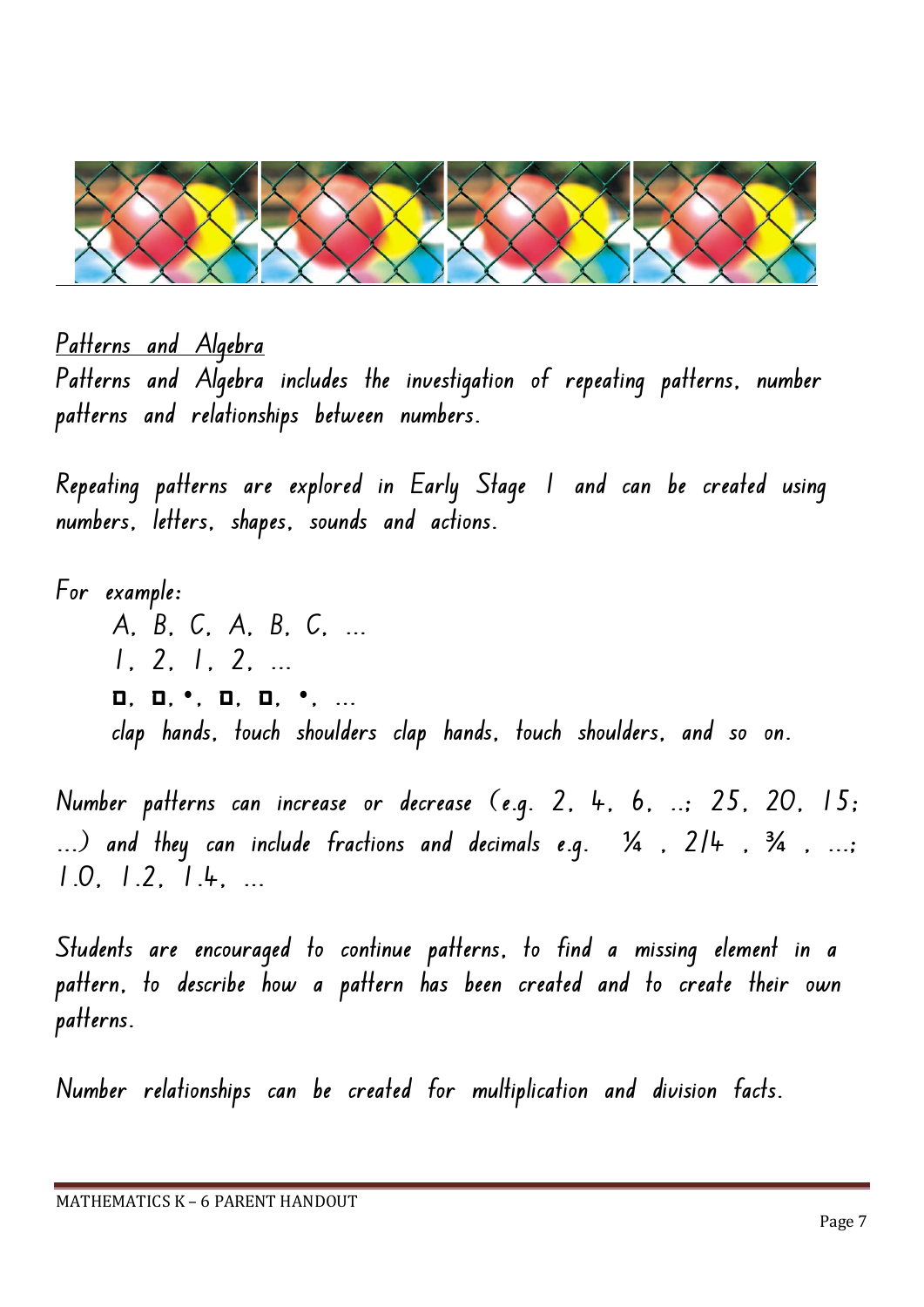## Patterns and Algebra

Patterns and Algebra includes the investigation of repeating patterns, number patterns and relationships between numbers.

Repeating patterns are explored in Early Stage 1 and can be created using numbers, letters, shapes, sounds and actions.

For example:

A, B, C, A, B, C, …
1, 2, 1, 2, …
□, □, •, □, □, •, …
clap hands, touch shoulders clap hands, touch shoulders, and so on.

Number patterns can increase or decrease (e.g. 2, 4, 6, ..; 25, 20, 15; …) and they can include fractions and decimals e.g. ¼ , 2/4 , ¾ , …; 1.0, 1.2, 1.4, …

Students are encouraged to continue patterns, to find a missing element in a pattern, to describe how a pattern has been created and to create their own patterns.

Number relationships can be created for multiplication and division facts.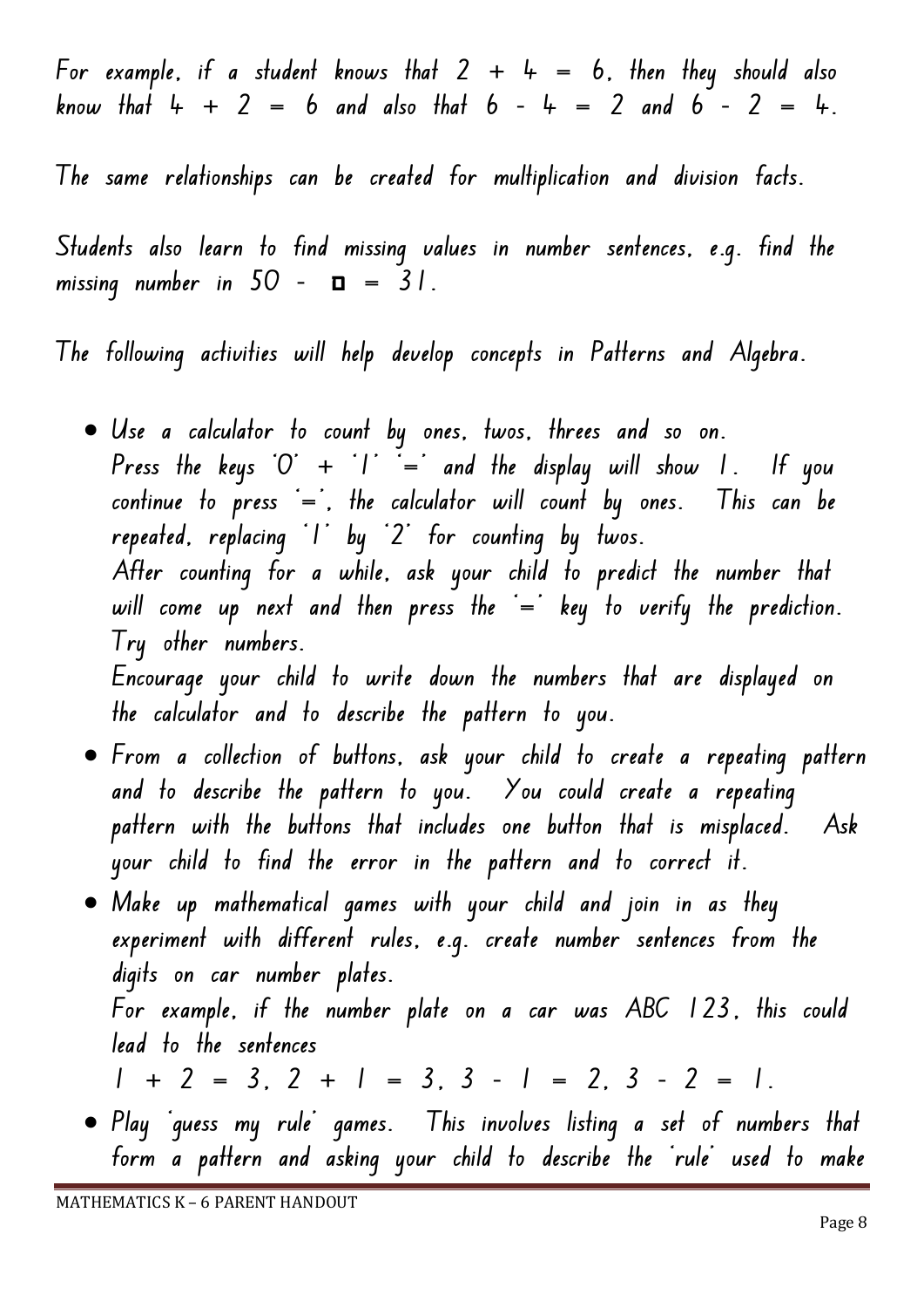For example, if a student knows that 2 + 4 = 6, then they should also know that 4 + 2 = 6 and also that 6 - 4 = 2 and 6 - 2 = 4.

The same relationships can be created for multiplication and division facts.

Students also learn to find missing values in number sentences, e.g. find the missing number in 50 - ◻ = 31.

The following activities will help develop concepts in Patterns and Algebra.

- Use a calculator to count by ones, twos, threes and so on.
  Press the keys '0' + '1' '=' and the display will show 1. If you continue to press '=', the calculator will count by ones. This can be repeated, replacing '1' by '2' for counting by twos.
  After counting for a while, ask your child to predict the number that will come up next and then press the '=' key to verify the prediction. Try other numbers.
  Encourage your child to write down the numbers that are displayed on the calculator and to describe the pattern to you.
- From a collection of buttons, ask your child to create a repeating pattern and to describe the pattern to you. You could create a repeating pattern with the buttons that includes one button that is misplaced. Ask your child to find the error in the pattern and to correct it.
- Make up mathematical games with your child and join in as they experiment with different rules, e.g. create number sentences from the digits on car number plates.
  For example, if the number plate on a car was ABC 123, this could lead to the sentences
  1 + 2 = 3, 2 + 1 = 3, 3 - 1 = 2, 3 - 2 = 1.
- Play 'guess my rule' games. This involves listing a set of numbers that form a pattern and asking your child to describe the 'rule' used to make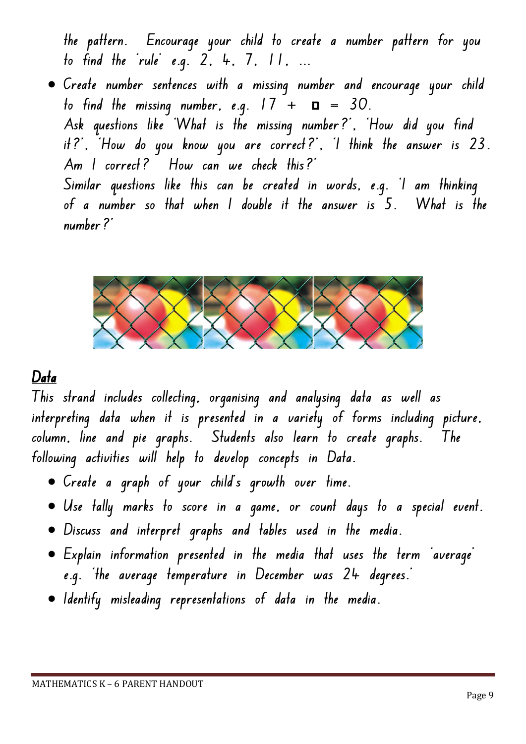the pattern. Encourage your child to create a number pattern for you to find the 'rule' e.g. 2, 4, 7, 11, ...

- Create number sentences with a missing number and encourage your child to find the missing number, e.g. 17 + ◘ = 30.
  Ask questions like 'What is the missing number?', 'How did you find it?', 'How do you know you are correct?', 'I think the answer is 23. Am I correct? How can we check this?'
  Similar questions like this can be created in words, e.g. 'I am thinking of a number so that when I double it the answer is 5. What is the number?'

## Data

This strand includes collecting, organising and analysing data as well as interpreting data when it is presented in a variety of forms including picture, column, line and pie graphs. Students also learn to create graphs. The following activities will help to develop concepts in Data.

- Create a graph of your child's growth over time.
- Use tally marks to score in a game, or count days to a special event.
- Discuss and interpret graphs and tables used in the media.
- Explain information presented in the media that uses the term 'average' e.g. 'the average temperature in December was 24 degrees.'
- Identify misleading representations of data in the media.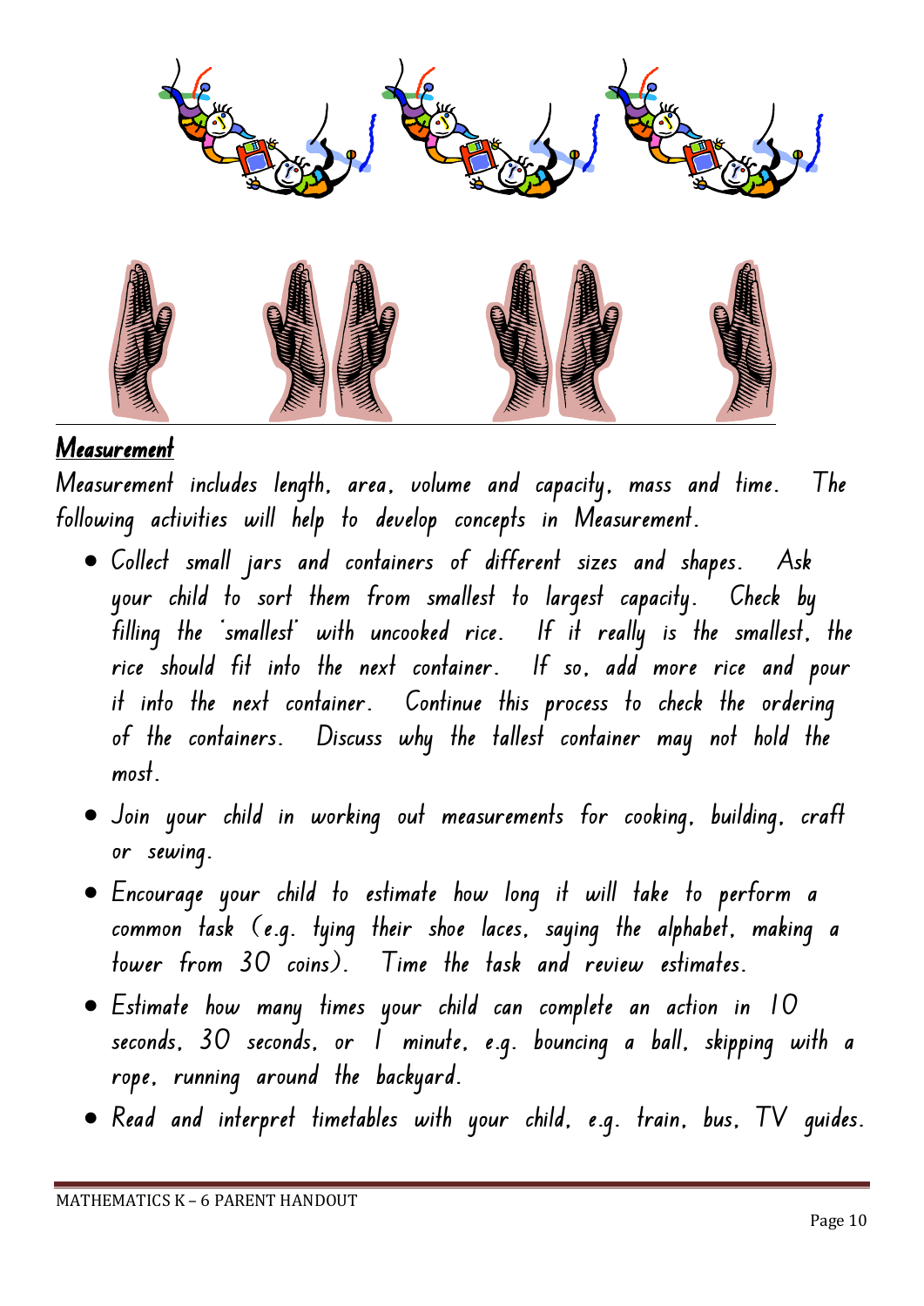## Measurement

Measurement includes length, area, volume and capacity, mass and time. The following activities will help to develop concepts in Measurement.

- Collect small jars and containers of different sizes and shapes. Ask your child to sort them from smallest to largest capacity. Check by filling the 'smallest' with uncooked rice. If it really is the smallest, the rice should fit into the next container. If so, add more rice and pour it into the next container. Continue this process to check the ordering of the containers. Discuss why the tallest container may not hold the most.
- Join your child in working out measurements for cooking, building, craft or sewing.
- Encourage your child to estimate how long it will take to perform a common task (e.g. tying their shoe laces, saying the alphabet, making a tower from 30 coins). Time the task and review estimates.
- Estimate how many times your child can complete an action in 10 seconds, 30 seconds, or 1 minute, e.g. bouncing a ball, skipping with a rope, running around the backyard.
- Read and interpret timetables with your child, e.g. train, bus, TV guides.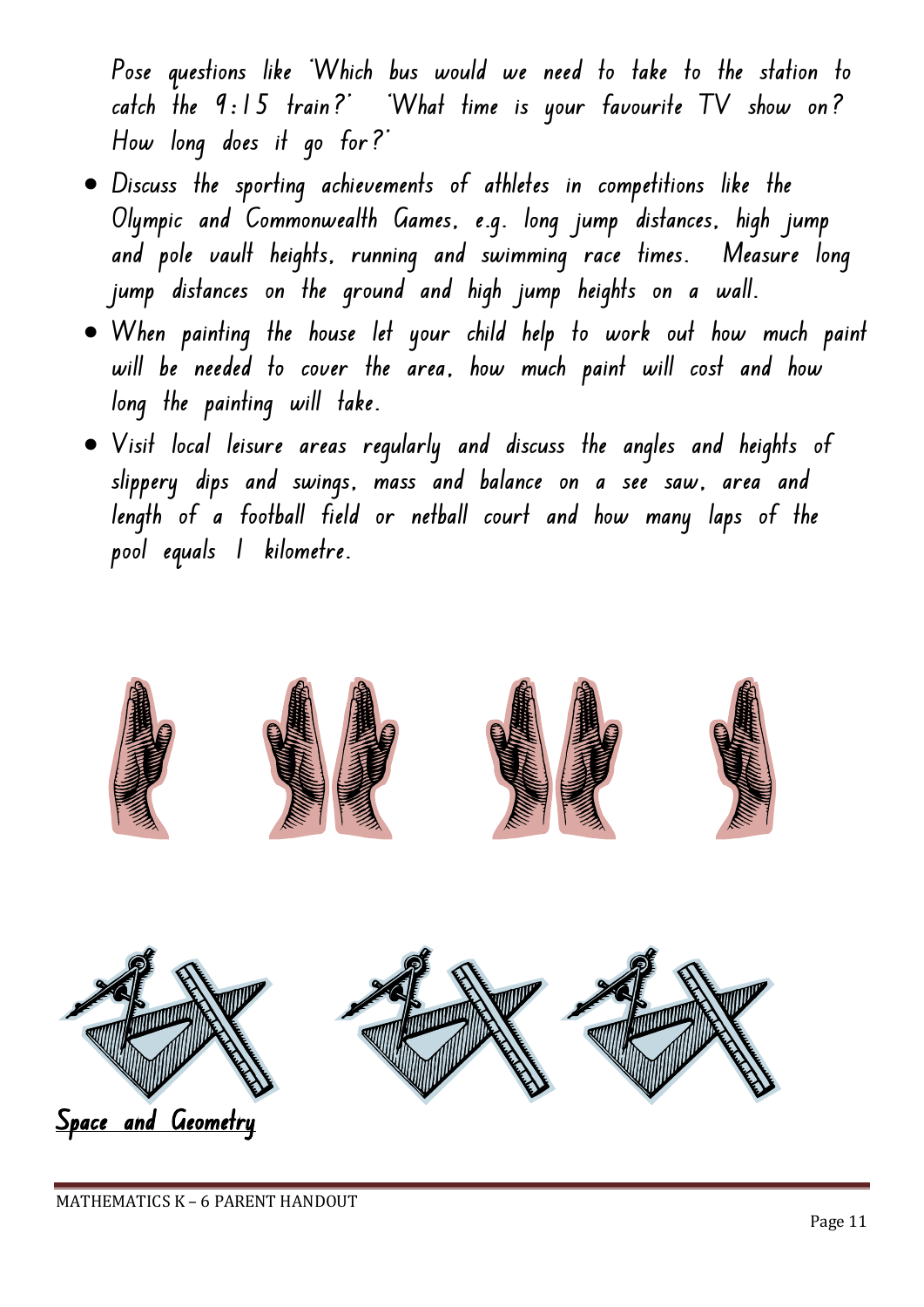Pose questions like 'Which bus would we need to take to the station to catch the 9:15 train?' 'What time is your favourite TV show on? How long does it go for?'

- Discuss the sporting achievements of athletes in competitions like the Olympic and Commonwealth Games, e.g. long jump distances, high jump and pole vault heights, running and swimming race times. Measure long jump distances on the ground and high jump heights on a wall.
- When painting the house let your child help to work out how much paint will be needed to cover the area, how much paint will cost and how long the painting will take.
- Visit local leisure areas regularly and discuss the angles and heights of slippery dips and swings, mass and balance on a see saw, area and length of a football field or netball court and how many laps of the pool equals 1 kilometre.

## Space and Geometry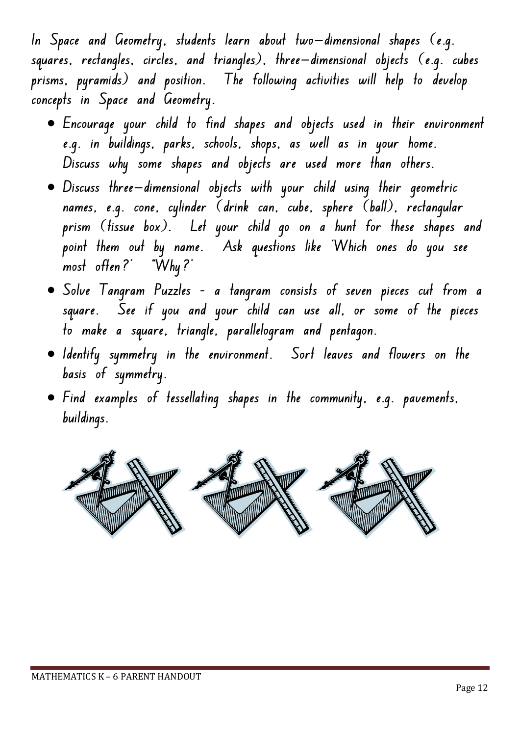In Space and Geometry, students learn about two–dimensional shapes (e.g. squares, rectangles, circles, and triangles), three–dimensional objects (e.g. cubes prisms, pyramids) and position. The following activities will help to develop concepts in Space and Geometry.

- Encourage your child to find shapes and objects used in their environment e.g. in buildings, parks, schools, shops, as well as in your home. Discuss why some shapes and objects are used more than others.
- Discuss three–dimensional objects with your child using their geometric names, e.g. cone, cylinder (drink can, cube, sphere (ball), rectangular prism (tissue box). Let your child go on a hunt for these shapes and point them out by name. Ask questions like 'Which ones do you see most often?' "Why?'
- Solve Tangram Puzzles - a tangram consists of seven pieces cut from a square. See if you and your child can use all, or some of the pieces to make a square, triangle, parallelogram and pentagon.
- Identify symmetry in the environment. Sort leaves and flowers on the basis of symmetry.
- Find examples of tessellating shapes in the community, e.g. pavements, buildings.